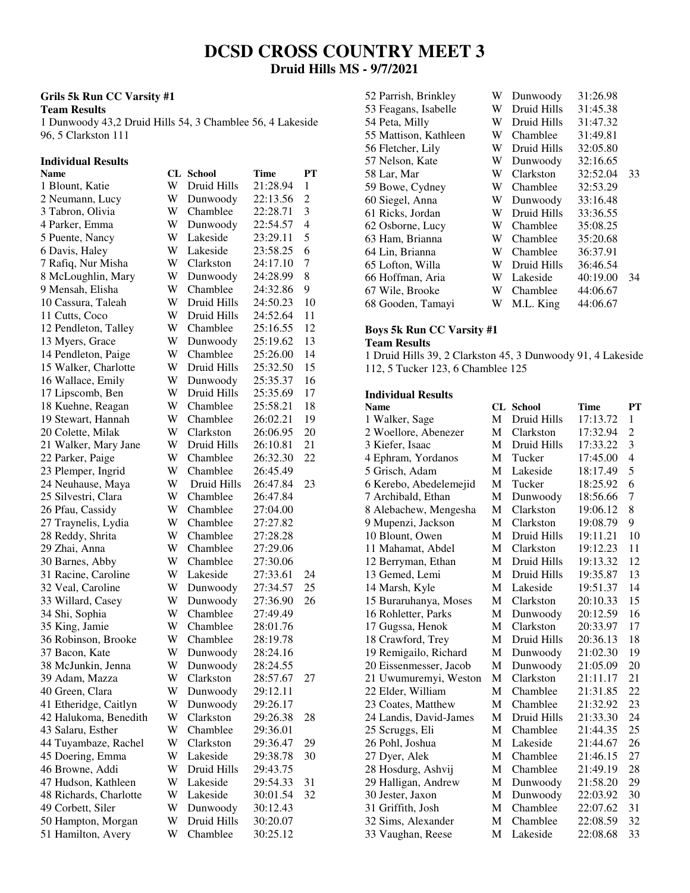# DCSD CROSS COUNTRY MEET 3

## Druid Hills MS - 9/7/2021

### Grils 5k Run CC Varsity #1

**Team Results**

1 Dunwoody 43,2 Druid Hills 54, 3 Chamblee 56, 4 Lakeside 96, 5 Clarkston 111

**Individual Results**

| Name | CL | School | Time | PT |
|---|---|---|---|---|
| 1 Blount, Katie | W | Druid Hills | 21:28.94 | 1 |
| 2 Neumann, Lucy | W | Dunwoody | 22:13.56 | 2 |
| 3 Tabron, Olivia | W | Chamblee | 22:28.71 | 3 |
| 4 Parker, Emma | W | Dunwoody | 22:54.57 | 4 |
| 5 Puente, Nancy | W | Lakeside | 23:29.11 | 5 |
| 6 Davis, Haley | W | Lakeside | 23:58.25 | 6 |
| 7 Rafiq, Nur Misha | W | Clarkston | 24:17.10 | 7 |
| 8 McLoughlin, Mary | W | Dunwoody | 24:28.99 | 8 |
| 9 Mensah, Elisha | W | Chamblee | 24:32.86 | 9 |
| 10 Cassura, Taleah | W | Druid Hills | 24:50.23 | 10 |
| 11 Cutts, Coco | W | Druid Hills | 24:52.64 | 11 |
| 12 Pendleton, Talley | W | Chamblee | 25:16.55 | 12 |
| 13 Myers, Grace | W | Dunwoody | 25:19.62 | 13 |
| 14 Pendleton, Paige | W | Chamblee | 25:26.00 | 14 |
| 15 Walker, Charlotte | W | Druid Hills | 25:32.50 | 15 |
| 16 Wallace, Emily | W | Dunwoody | 25:35.37 | 16 |
| 17 Lipscomb, Ben | W | Druid Hills | 25:35.69 | 17 |
| 18 Kuehne, Reagan | W | Chamblee | 25:58.21 | 18 |
| 19 Stewart, Hannah | W | Chamblee | 26:02.21 | 19 |
| 20 Colette, Milak | W | Clarkston | 26:06.95 | 20 |
| 21 Walker, Mary Jane | W | Druid Hills | 26:10.81 | 21 |
| 22 Parker, Paige | W | Chamblee | 26:32.30 | 22 |
| 23 Plemper, Ingrid | W | Chamblee | 26:45.49 | |
| 24 Neuhause, Maya | W | Druid Hills | 26:47.84 | 23 |
| 25 Silvestri, Clara | W | Chamblee | 26:47.84 | |
| 26 Pfau, Cassidy | W | Chamblee | 27:04.00 | |
| 27 Traynelis, Lydia | W | Chamblee | 27:27.82 | |
| 28 Reddy, Shrita | W | Chamblee | 27:28.28 | |
| 29 Zhai, Anna | W | Chamblee | 27:29.06 | |
| 30 Barnes, Abby | W | Chamblee | 27:30.06 | |
| 31 Racine, Caroline | W | Lakeside | 27:33.61 | 24 |
| 32 Veal, Caroline | W | Dunwoody | 27:34.57 | 25 |
| 33 Willard, Casey | W | Dunwoody | 27:36.90 | 26 |
| 34 Shi, Sophia | W | Chamblee | 27:49.49 | |
| 35 King, Jamie | W | Chamblee | 28:01.76 | |
| 36 Robinson, Brooke | W | Chamblee | 28:19.78 | |
| 37 Bacon, Kate | W | Dunwoody | 28:24.16 | |
| 38 McJunkin, Jenna | W | Dunwoody | 28:24.55 | |
| 39 Adam, Mazza | W | Clarkston | 28:57.67 | 27 |
| 40 Green, Clara | W | Dunwoody | 29:12.11 | |
| 41 Etheridge, Caitlyn | W | Dunwoody | 29:26.17 | |
| 42 Halukoma, Benedith | W | Clarkston | 29:26.38 | 28 |
| 43 Salaru, Esther | W | Chamblee | 29:36.01 | |
| 44 Tuyambaze, Rachel | W | Clarkston | 29:36.47 | 29 |
| 45 Doering, Emma | W | Lakeside | 29:38.78 | 30 |
| 46 Browne, Addi | W | Druid Hills | 29:43.75 | |
| 47 Hudson, Kathleen | W | Lakeside | 29:54.33 | 31 |
| 48 Richards, Charlotte | W | Lakeside | 30:01.54 | 32 |
| 49 Corbett, Siler | W | Dunwoody | 30:12.43 | |
| 50 Hampton, Morgan | W | Druid Hills | 30:20.07 | |
| 51 Hamilton, Avery | W | Chamblee | 30:25.12 | |
| 52 Parrish, Brinkley | W | Dunwoody | 31:26.98 | |
| 53 Feagans, Isabelle | W | Druid Hills | 31:45.38 | |
| 54 Peta, Milly | W | Druid Hills | 31:47.32 | |
| 55 Mattison, Kathleen | W | Chamblee | 31:49.81 | |
| 56 Fletcher, Lily | W | Druid Hills | 32:05.80 | |
| 57 Nelson, Kate | W | Dunwoody | 32:16.65 | |
| 58 Lar, Mar | W | Clarkston | 32:52.04 | 33 |
| 59 Bowe, Cydney | W | Chamblee | 32:53.29 | |
| 60 Siegel, Anna | W | Dunwoody | 33:16.48 | |
| 61 Ricks, Jordan | W | Druid Hills | 33:36.55 | |
| 62 Osborne, Lucy | W | Chamblee | 35:08.25 | |
| 63 Ham, Brianna | W | Chamblee | 35:20.68 | |
| 64 Lin, Brianna | W | Chamblee | 36:37.91 | |
| 65 Lofton, Willa | W | Druid Hills | 36:46.54 | |
| 66 Hoffman, Aria | W | Lakeside | 40:19.00 | 34 |
| 67 Wile, Brooke | W | Chamblee | 44:06.67 | |
| 68 Gooden, Tamayi | W | M.L. King | 44:06.67 | |

### Boys 5k Run CC Varsity #1

**Team Results**

1 Druid Hills 39, 2 Clarkston 45, 3 Dunwoody 91, 4 Lakeside 112, 5 Tucker 123, 6 Chamblee 125

**Individual Results**

| Name | CL | School | Time | PT |
|---|---|---|---|---|
| 1 Walker, Sage | M | Druid Hills | 17:13.72 | 1 |
| 2 Woellore, Abenezer | M | Clarkston | 17:32.94 | 2 |
| 3 Kiefer, Isaac | M | Druid Hills | 17:33.22 | 3 |
| 4 Ephram, Yordanos | M | Tucker | 17:45.00 | 4 |
| 5 Grisch, Adam | M | Lakeside | 18:17.49 | 5 |
| 6 Kerebo, Abedelemejid | M | Tucker | 18:25.92 | 6 |
| 7 Archibald, Ethan | M | Dunwoody | 18:56.66 | 7 |
| 8 Alebachew, Mengesha | M | Clarkston | 19:06.12 | 8 |
| 9 Mupenzi, Jackson | M | Clarkston | 19:08.79 | 9 |
| 10 Blount, Owen | M | Druid Hills | 19:11.21 | 10 |
| 11 Mahamat, Abdel | M | Clarkston | 19:12.23 | 11 |
| 12 Berryman, Ethan | M | Druid Hills | 19:13.32 | 12 |
| 13 Gemed, Lemi | M | Druid Hills | 19:35.87 | 13 |
| 14 Marsh, Kyle | M | Lakeside | 19:51.37 | 14 |
| 15 Buraruhanya, Moses | M | Clarkston | 20:10.33 | 15 |
| 16 Rohletter, Parks | M | Dunwoody | 20:12.59 | 16 |
| 17 Gugssa, Henok | M | Clarkston | 20:33.97 | 17 |
| 18 Crawford, Trey | M | Druid Hills | 20:36.13 | 18 |
| 19 Remigailo, Richard | M | Dunwoody | 21:02.30 | 19 |
| 20 Eissenmesser, Jacob | M | Dunwoody | 21:05.09 | 20 |
| 21 Uwumuremyi, Weston | M | Clarkston | 21:11.17 | 21 |
| 22 Elder, William | M | Chamblee | 21:31.85 | 22 |
| 23 Coates, Matthew | M | Chamblee | 21:32.92 | 23 |
| 24 Landis, David-James | M | Druid Hills | 21:33.30 | 24 |
| 25 Scruggs, Eli | M | Chamblee | 21:44.35 | 25 |
| 26 Pohl, Joshua | M | Lakeside | 21:44.67 | 26 |
| 27 Dyer, Alek | M | Chamblee | 21:46.15 | 27 |
| 28 Hosdurg, Ashvij | M | Chamblee | 21:49.19 | 28 |
| 29 Halligan, Andrew | M | Dunwoody | 21:58.20 | 29 |
| 30 Jester, Jaxon | M | Dunwoody | 22:03.92 | 30 |
| 31 Griffith, Josh | M | Chamblee | 22:07.62 | 31 |
| 32 Sims, Alexander | M | Chamblee | 22:08.59 | 32 |
| 33 Vaughan, Reese | M | Lakeside | 22:08.68 | 33 |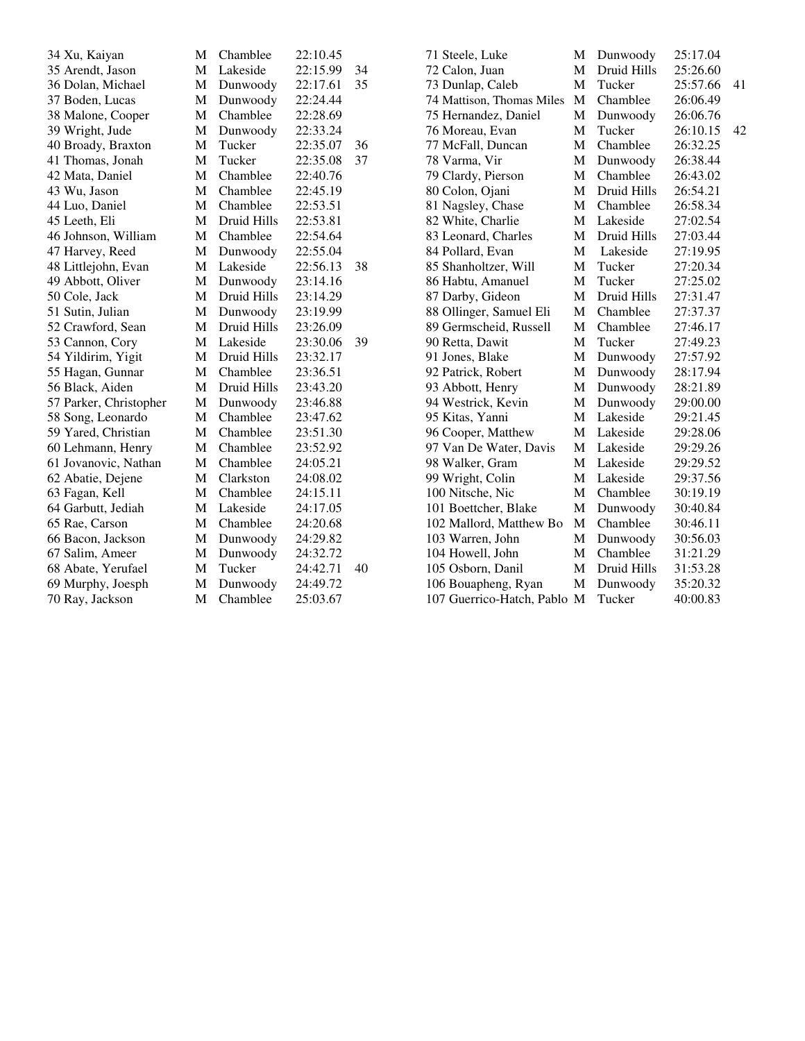| Place | Name | Sex | School | Time | Team Place |
|---|---|---|---|---|---|
| 34 | Xu, Kaiyan | M | Chamblee | 22:10.45 | |
| 35 | Arendt, Jason | M | Lakeside | 22:15.99 | 34 |
| 36 | Dolan, Michael | M | Dunwoody | 22:17.61 | 35 |
| 37 | Boden, Lucas | M | Dunwoody | 22:24.44 | |
| 38 | Malone, Cooper | M | Chamblee | 22:28.69 | |
| 39 | Wright, Jude | M | Dunwoody | 22:33.24 | |
| 40 | Broady, Braxton | M | Tucker | 22:35.07 | 36 |
| 41 | Thomas, Jonah | M | Tucker | 22:35.08 | 37 |
| 42 | Mata, Daniel | M | Chamblee | 22:40.76 | |
| 43 | Wu, Jason | M | Chamblee | 22:45.19 | |
| 44 | Luo, Daniel | M | Chamblee | 22:53.51 | |
| 45 | Leeth, Eli | M | Druid Hills | 22:53.81 | |
| 46 | Johnson, William | M | Chamblee | 22:54.64 | |
| 47 | Harvey, Reed | M | Dunwoody | 22:55.04 | |
| 48 | Littlejohn, Evan | M | Lakeside | 22:56.13 | 38 |
| 49 | Abbott, Oliver | M | Dunwoody | 23:14.16 | |
| 50 | Cole, Jack | M | Druid Hills | 23:14.29 | |
| 51 | Sutin, Julian | M | Dunwoody | 23:19.99 | |
| 52 | Crawford, Sean | M | Druid Hills | 23:26.09 | |
| 53 | Cannon, Cory | M | Lakeside | 23:30.06 | 39 |
| 54 | Yildirim, Yigit | M | Druid Hills | 23:32.17 | |
| 55 | Hagan, Gunnar | M | Chamblee | 23:36.51 | |
| 56 | Black, Aiden | M | Druid Hills | 23:43.20 | |
| 57 | Parker, Christopher | M | Dunwoody | 23:46.88 | |
| 58 | Song, Leonardo | M | Chamblee | 23:47.62 | |
| 59 | Yared, Christian | M | Chamblee | 23:51.30 | |
| 60 | Lehmann, Henry | M | Chamblee | 23:52.92 | |
| 61 | Jovanovic, Nathan | M | Chamblee | 24:05.21 | |
| 62 | Abatie, Dejene | M | Clarkston | 24:08.02 | |
| 63 | Fagan, Kell | M | Chamblee | 24:15.11 | |
| 64 | Garbutt, Jediah | M | Lakeside | 24:17.05 | |
| 65 | Rae, Carson | M | Chamblee | 24:20.68 | |
| 66 | Bacon, Jackson | M | Dunwoody | 24:29.82 | |
| 67 | Salim, Ameer | M | Dunwoody | 24:32.72 | |
| 68 | Abate, Yerufael | M | Tucker | 24:42.71 | 40 |
| 69 | Murphy, Joesph | M | Dunwoody | 24:49.72 | |
| 70 | Ray, Jackson | M | Chamblee | 25:03.67 | |
| 71 | Steele, Luke | M | Dunwoody | 25:17.04 | |
| 72 | Calon, Juan | M | Druid Hills | 25:26.60 | |
| 73 | Dunlap, Caleb | M | Tucker | 25:57.66 | 41 |
| 74 | Mattison, Thomas Miles | M | Chamblee | 26:06.49 | |
| 75 | Hernandez, Daniel | M | Dunwoody | 26:06.76 | |
| 76 | Moreau, Evan | M | Tucker | 26:10.15 | 42 |
| 77 | McFall, Duncan | M | Chamblee | 26:32.25 | |
| 78 | Varma, Vir | M | Dunwoody | 26:38.44 | |
| 79 | Clardy, Pierson | M | Chamblee | 26:43.02 | |
| 80 | Colon, Ojani | M | Druid Hills | 26:54.21 | |
| 81 | Nagsley, Chase | M | Chamblee | 26:58.34 | |
| 82 | White, Charlie | M | Lakeside | 27:02.54 | |
| 83 | Leonard, Charles | M | Druid Hills | 27:03.44 | |
| 84 | Pollard, Evan | M | Lakeside | 27:19.95 | |
| 85 | Shanholtzer, Will | M | Tucker | 27:20.34 | |
| 86 | Habtu, Amanuel | M | Tucker | 27:25.02 | |
| 87 | Darby, Gideon | M | Druid Hills | 27:31.47 | |
| 88 | Ollinger, Samuel Eli | M | Chamblee | 27:37.37 | |
| 89 | Germscheid, Russell | M | Chamblee | 27:46.17 | |
| 90 | Retta, Dawit | M | Tucker | 27:49.23 | |
| 91 | Jones, Blake | M | Dunwoody | 27:57.92 | |
| 92 | Patrick, Robert | M | Dunwoody | 28:17.94 | |
| 93 | Abbott, Henry | M | Dunwoody | 28:21.89 | |
| 94 | Westrick, Kevin | M | Dunwoody | 29:00.00 | |
| 95 | Kitas, Yanni | M | Lakeside | 29:21.45 | |
| 96 | Cooper, Matthew | M | Lakeside | 29:28.06 | |
| 97 | Van De Water, Davis | M | Lakeside | 29:29.26 | |
| 98 | Walker, Gram | M | Lakeside | 29:29.52 | |
| 99 | Wright, Colin | M | Lakeside | 29:37.56 | |
| 100 | Nitsche, Nic | M | Chamblee | 30:19.19 | |
| 101 | Boettcher, Blake | M | Dunwoody | 30:40.84 | |
| 102 | Mallord, Matthew Bo | M | Chamblee | 30:46.11 | |
| 103 | Warren, John | M | Dunwoody | 30:56.03 | |
| 104 | Howell, John | M | Chamblee | 31:21.29 | |
| 105 | Osborn, Danil | M | Druid Hills | 31:53.28 | |
| 106 | Bouapheng, Ryan | M | Dunwoody | 35:20.32 | |
| 107 | Guerrico-Hatch, Pablo | M | Tucker | 40:00.83 | |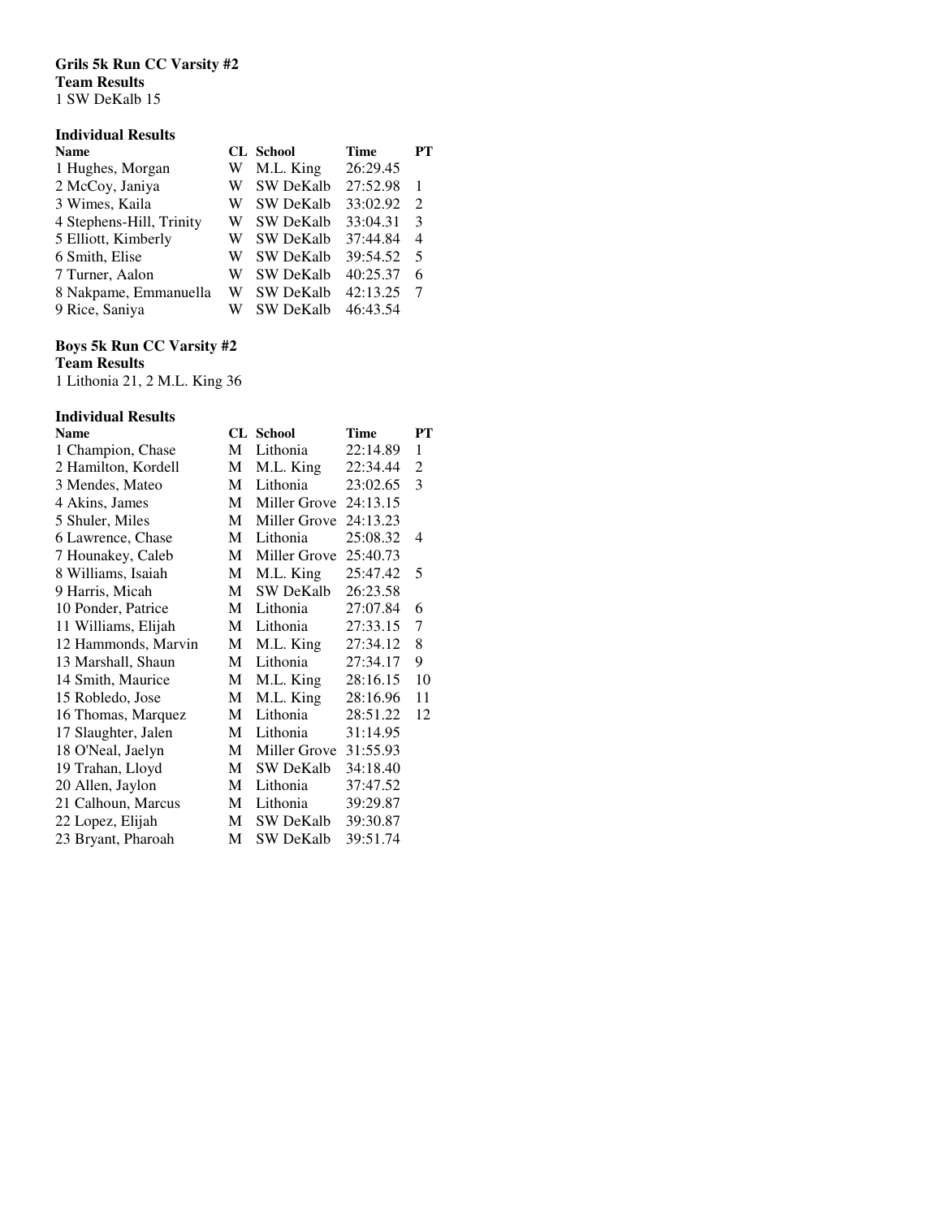**Grils 5k Run CC Varsity #2**
**Team Results**
1 SW DeKalb 15

**Individual Results**

| Name | CL | School | Time | PT |
|---|---|---|---|---|
| 1 Hughes, Morgan | W | M.L. King | 26:29.45 | |
| 2 McCoy, Janiya | W | SW DeKalb | 27:52.98 | 1 |
| 3 Wimes, Kaila | W | SW DeKalb | 33:02.92 | 2 |
| 4 Stephens-Hill, Trinity | W | SW DeKalb | 33:04.31 | 3 |
| 5 Elliott, Kimberly | W | SW DeKalb | 37:44.84 | 4 |
| 6 Smith, Elise | W | SW DeKalb | 39:54.52 | 5 |
| 7 Turner, Aalon | W | SW DeKalb | 40:25.37 | 6 |
| 8 Nakpame, Emmanuella | W | SW DeKalb | 42:13.25 | 7 |
| 9 Rice, Saniya | W | SW DeKalb | 46:43.54 | |

**Boys 5k Run CC Varsity #2**
**Team Results**
1 Lithonia 21, 2 M.L. King 36

**Individual Results**

| Name | CL | School | Time | PT |
|---|---|---|---|---|
| 1 Champion, Chase | M | Lithonia | 22:14.89 | 1 |
| 2 Hamilton, Kordell | M | M.L. King | 22:34.44 | 2 |
| 3 Mendes, Mateo | M | Lithonia | 23:02.65 | 3 |
| 4 Akins, James | M | Miller Grove | 24:13.15 | |
| 5 Shuler, Miles | M | Miller Grove | 24:13.23 | |
| 6 Lawrence, Chase | M | Lithonia | 25:08.32 | 4 |
| 7 Hounakey, Caleb | M | Miller Grove | 25:40.73 | |
| 8 Williams, Isaiah | M | M.L. King | 25:47.42 | 5 |
| 9 Harris, Micah | M | SW DeKalb | 26:23.58 | |
| 10 Ponder, Patrice | M | Lithonia | 27:07.84 | 6 |
| 11 Williams, Elijah | M | Lithonia | 27:33.15 | 7 |
| 12 Hammonds, Marvin | M | M.L. King | 27:34.12 | 8 |
| 13 Marshall, Shaun | M | Lithonia | 27:34.17 | 9 |
| 14 Smith, Maurice | M | M.L. King | 28:16.15 | 10 |
| 15 Robledo, Jose | M | M.L. King | 28:16.96 | 11 |
| 16 Thomas, Marquez | M | Lithonia | 28:51.22 | 12 |
| 17 Slaughter, Jalen | M | Lithonia | 31:14.95 | |
| 18 O'Neal, Jaelyn | M | Miller Grove | 31:55.93 | |
| 19 Trahan, Lloyd | M | SW DeKalb | 34:18.40 | |
| 20 Allen, Jaylon | M | Lithonia | 37:47.52 | |
| 21 Calhoun, Marcus | M | Lithonia | 39:29.87 | |
| 22 Lopez, Elijah | M | SW DeKalb | 39:30.87 | |
| 23 Bryant, Pharoah | M | SW DeKalb | 39:51.74 | |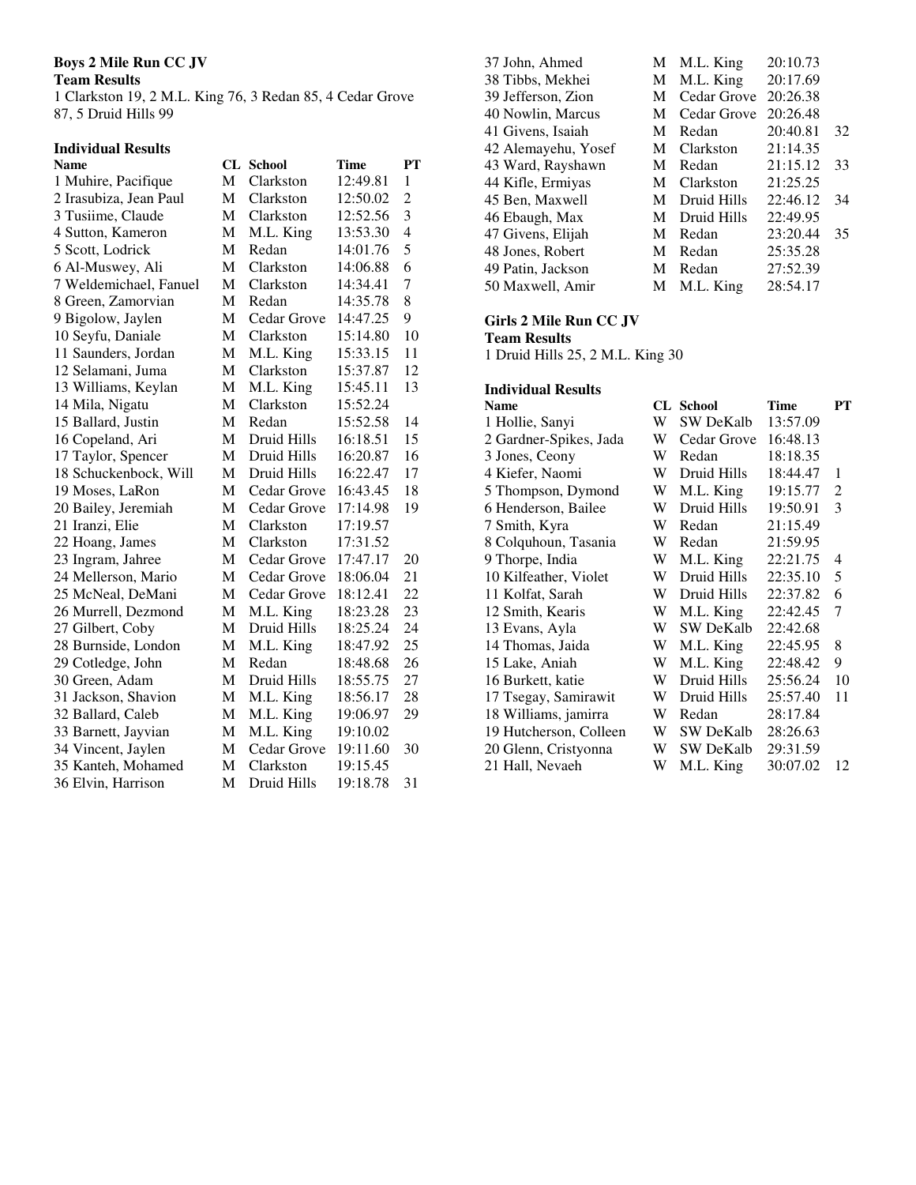**Boys 2 Mile Run CC JV**

**Team Results**

1 Clarkston 19, 2 M.L. King 76, 3 Redan 85, 4 Cedar Grove 87, 5 Druid Hills 99

**Individual Results**

| Name | CL | School | Time | PT |
|---|---|---|---|---|
| 1 Muhire, Pacifique | M | Clarkston | 12:49.81 | 1 |
| 2 Irasubiza, Jean Paul | M | Clarkston | 12:50.02 | 2 |
| 3 Tusiime, Claude | M | Clarkston | 12:52.56 | 3 |
| 4 Sutton, Kameron | M | M.L. King | 13:53.30 | 4 |
| 5 Scott, Lodrick | M | Redan | 14:01.76 | 5 |
| 6 Al-Muswey, Ali | M | Clarkston | 14:06.88 | 6 |
| 7 Weldemichael, Fanuel | M | Clarkston | 14:34.41 | 7 |
| 8 Green, Zamorvian | M | Redan | 14:35.78 | 8 |
| 9 Bigolow, Jaylen | M | Cedar Grove | 14:47.25 | 9 |
| 10 Seyfu, Daniale | M | Clarkston | 15:14.80 | 10 |
| 11 Saunders, Jordan | M | M.L. King | 15:33.15 | 11 |
| 12 Selamani, Juma | M | Clarkston | 15:37.87 | 12 |
| 13 Williams, Keylan | M | M.L. King | 15:45.11 | 13 |
| 14 Mila, Nigatu | M | Clarkston | 15:52.24 | |
| 15 Ballard, Justin | M | Redan | 15:52.58 | 14 |
| 16 Copeland, Ari | M | Druid Hills | 16:18.51 | 15 |
| 17 Taylor, Spencer | M | Druid Hills | 16:20.87 | 16 |
| 18 Schuckenbock, Will | M | Druid Hills | 16:22.47 | 17 |
| 19 Moses, LaRon | M | Cedar Grove | 16:43.45 | 18 |
| 20 Bailey, Jeremiah | M | Cedar Grove | 17:14.98 | 19 |
| 21 Iranzi, Elie | M | Clarkston | 17:19.57 | |
| 22 Hoang, James | M | Clarkston | 17:31.52 | |
| 23 Ingram, Jahree | M | Cedar Grove | 17:47.17 | 20 |
| 24 Mellerson, Mario | M | Cedar Grove | 18:06.04 | 21 |
| 25 McNeal, DeMani | M | Cedar Grove | 18:12.41 | 22 |
| 26 Murrell, Dezmond | M | M.L. King | 18:23.28 | 23 |
| 27 Gilbert, Coby | M | Druid Hills | 18:25.24 | 24 |
| 28 Burnside, London | M | M.L. King | 18:47.92 | 25 |
| 29 Cotledge, John | M | Redan | 18:48.68 | 26 |
| 30 Green, Adam | M | Druid Hills | 18:55.75 | 27 |
| 31 Jackson, Shavion | M | M.L. King | 18:56.17 | 28 |
| 32 Ballard, Caleb | M | M.L. King | 19:06.97 | 29 |
| 33 Barnett, Jayvian | M | M.L. King | 19:10.02 | |
| 34 Vincent, Jaylen | M | Cedar Grove | 19:11.60 | 30 |
| 35 Kanteh, Mohamed | M | Clarkston | 19:15.45 | |
| 36 Elvin, Harrison | M | Druid Hills | 19:18.78 | 31 |
| 37 John, Ahmed | M | M.L. King | 20:10.73 | |
| 38 Tibbs, Mekhei | M | M.L. King | 20:17.69 | |
| 39 Jefferson, Zion | M | Cedar Grove | 20:26.38 | |
| 40 Nowlin, Marcus | M | Cedar Grove | 20:26.48 | |
| 41 Givens, Isaiah | M | Redan | 20:40.81 | 32 |
| 42 Alemayehu, Yosef | M | Clarkston | 21:14.35 | |
| 43 Ward, Rayshawn | M | Redan | 21:15.12 | 33 |
| 44 Kifle, Ermiyas | M | Clarkston | 21:25.25 | |
| 45 Ben, Maxwell | M | Druid Hills | 22:46.12 | 34 |
| 46 Ebaugh, Max | M | Druid Hills | 22:49.95 | |
| 47 Givens, Elijah | M | Redan | 23:20.44 | 35 |
| 48 Jones, Robert | M | Redan | 25:35.28 | |
| 49 Patin, Jackson | M | Redan | 27:52.39 | |
| 50 Maxwell, Amir | M | M.L. King | 28:54.17 | |

**Girls 2 Mile Run CC JV**

**Team Results**

1 Druid Hills 25, 2 M.L. King 30

**Individual Results**

| Name | CL | School | Time | PT |
|---|---|---|---|---|
| 1 Hollie, Sanyi | W | SW DeKalb | 13:57.09 | |
| 2 Gardner-Spikes, Jada | W | Cedar Grove | 16:48.13 | |
| 3 Jones, Ceony | W | Redan | 18:18.35 | |
| 4 Kiefer, Naomi | W | Druid Hills | 18:44.47 | 1 |
| 5 Thompson, Dymond | W | M.L. King | 19:15.77 | 2 |
| 6 Henderson, Bailee | W | Druid Hills | 19:50.91 | 3 |
| 7 Smith, Kyra | W | Redan | 21:15.49 | |
| 8 Colquhoun, Tasania | W | Redan | 21:59.95 | |
| 9 Thorpe, India | W | M.L. King | 22:21.75 | 4 |
| 10 Kilfeather, Violet | W | Druid Hills | 22:35.10 | 5 |
| 11 Kolfat, Sarah | W | Druid Hills | 22:37.82 | 6 |
| 12 Smith, Kearis | W | M.L. King | 22:42.45 | 7 |
| 13 Evans, Ayla | W | SW DeKalb | 22:42.68 | |
| 14 Thomas, Jaida | W | M.L. King | 22:45.95 | 8 |
| 15 Lake, Aniah | W | M.L. King | 22:48.42 | 9 |
| 16 Burkett, katie | W | Druid Hills | 25:56.24 | 10 |
| 17 Tsegay, Samirawit | W | Druid Hills | 25:57.40 | 11 |
| 18 Williams, jamirra | W | Redan | 28:17.84 | |
| 19 Hutcherson, Colleen | W | SW DeKalb | 28:26.63 | |
| 20 Glenn, Cristyonna | W | SW DeKalb | 29:31.59 | |
| 21 Hall, Nevaeh | W | M.L. King | 30:07.02 | 12 |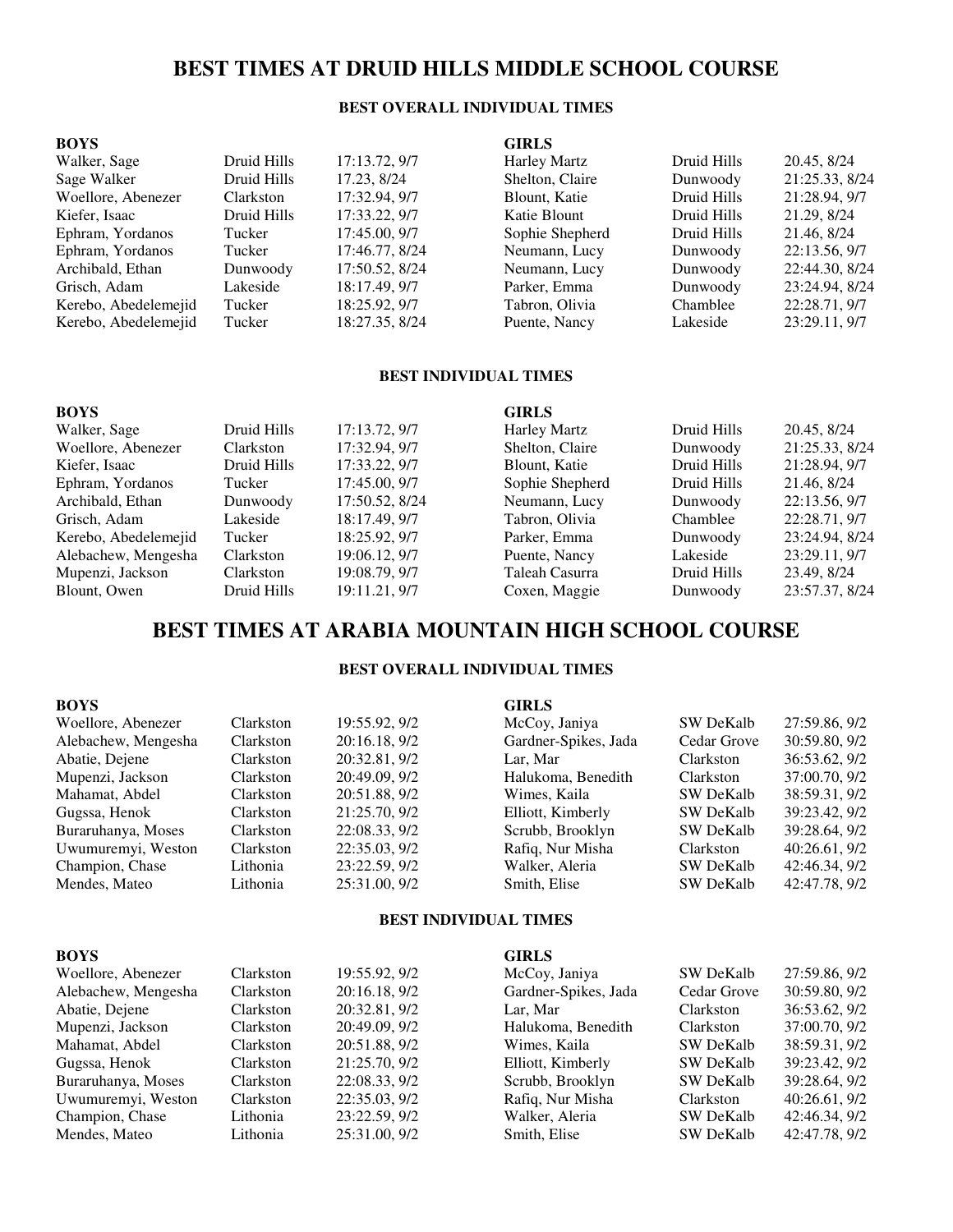# BEST TIMES AT DRUID HILLS MIDDLE SCHOOL COURSE

### BEST OVERALL INDIVIDUAL TIMES

| BOYS | | | GIRLS | | |
|---|---|---|---|---|---|
| Walker, Sage | Druid Hills | 17:13.72, 9/7 | Harley Martz | Druid Hills | 20.45, 8/24 |
| Sage Walker | Druid Hills | 17.23, 8/24 | Shelton, Claire | Dunwoody | 21:25.33, 8/24 |
| Woellore, Abenezer | Clarkston | 17:32.94, 9/7 | Blount, Katie | Druid Hills | 21:28.94, 9/7 |
| Kiefer, Isaac | Druid Hills | 17:33.22, 9/7 | Katie Blount | Druid Hills | 21.29, 8/24 |
| Ephram, Yordanos | Tucker | 17:45.00, 9/7 | Sophie Shepherd | Druid Hills | 21.46, 8/24 |
| Ephram, Yordanos | Tucker | 17:46.77, 8/24 | Neumann, Lucy | Dunwoody | 22:13.56, 9/7 |
| Archibald, Ethan | Dunwoody | 17:50.52, 8/24 | Neumann, Lucy | Dunwoody | 22:44.30, 8/24 |
| Grisch, Adam | Lakeside | 18:17.49, 9/7 | Parker, Emma | Dunwoody | 23:24.94, 8/24 |
| Kerebo, Abedelemejid | Tucker | 18:25.92, 9/7 | Tabron, Olivia | Chamblee | 22:28.71, 9/7 |
| Kerebo, Abedelemejid | Tucker | 18:27.35, 8/24 | Puente, Nancy | Lakeside | 23:29.11, 9/7 |

### BEST INDIVIDUAL TIMES

| BOYS | | | GIRLS | | |
|---|---|---|---|---|---|
| Walker, Sage | Druid Hills | 17:13.72, 9/7 | Harley Martz | Druid Hills | 20.45, 8/24 |
| Woellore, Abenezer | Clarkston | 17:32.94, 9/7 | Shelton, Claire | Dunwoody | 21:25.33, 8/24 |
| Kiefer, Isaac | Druid Hills | 17:33.22, 9/7 | Blount, Katie | Druid Hills | 21:28.94, 9/7 |
| Ephram, Yordanos | Tucker | 17:45.00, 9/7 | Sophie Shepherd | Druid Hills | 21.46, 8/24 |
| Archibald, Ethan | Dunwoody | 17:50.52, 8/24 | Neumann, Lucy | Dunwoody | 22:13.56, 9/7 |
| Grisch, Adam | Lakeside | 18:17.49, 9/7 | Tabron, Olivia | Chamblee | 22:28.71, 9/7 |
| Kerebo, Abedelemejid | Tucker | 18:25.92, 9/7 | Parker, Emma | Dunwoody | 23:24.94, 8/24 |
| Alebachew, Mengesha | Clarkston | 19:06.12, 9/7 | Puente, Nancy | Lakeside | 23:29.11, 9/7 |
| Mupenzi, Jackson | Clarkston | 19:08.79, 9/7 | Taleah Casurra | Druid Hills | 23.49, 8/24 |
| Blount, Owen | Druid Hills | 19:11.21, 9/7 | Coxen, Maggie | Dunwoody | 23:57.37, 8/24 |

# BEST TIMES AT ARABIA MOUNTAIN HIGH SCHOOL COURSE

### BEST OVERALL INDIVIDUAL TIMES

| BOYS | | | GIRLS | | |
|---|---|---|---|---|---|
| Woellore, Abenezer | Clarkston | 19:55.92, 9/2 | McCoy, Janiya | SW DeKalb | 27:59.86, 9/2 |
| Alebachew, Mengesha | Clarkston | 20:16.18, 9/2 | Gardner-Spikes, Jada | Cedar Grove | 30:59.80, 9/2 |
| Abatie, Dejene | Clarkston | 20:32.81, 9/2 | Lar, Mar | Clarkston | 36:53.62, 9/2 |
| Mupenzi, Jackson | Clarkston | 20:49.09, 9/2 | Halukoma, Benedith | Clarkston | 37:00.70, 9/2 |
| Mahamat, Abdel | Clarkston | 20:51.88, 9/2 | Wimes, Kaila | SW DeKalb | 38:59.31, 9/2 |
| Gugssa, Henok | Clarkston | 21:25.70, 9/2 | Elliott, Kimberly | SW DeKalb | 39:23.42, 9/2 |
| Buraruhanya, Moses | Clarkston | 22:08.33, 9/2 | Scrubb, Brooklyn | SW DeKalb | 39:28.64, 9/2 |
| Uwumuremyi, Weston | Clarkston | 22:35.03, 9/2 | Rafiq, Nur Misha | Clarkston | 40:26.61, 9/2 |
| Champion, Chase | Lithonia | 23:22.59, 9/2 | Walker, Aleria | SW DeKalb | 42:46.34, 9/2 |
| Mendes, Mateo | Lithonia | 25:31.00, 9/2 | Smith, Elise | SW DeKalb | 42:47.78, 9/2 |

### BEST INDIVIDUAL TIMES

| BOYS | | | GIRLS | | |
|---|---|---|---|---|---|
| Woellore, Abenezer | Clarkston | 19:55.92, 9/2 | McCoy, Janiya | SW DeKalb | 27:59.86, 9/2 |
| Alebachew, Mengesha | Clarkston | 20:16.18, 9/2 | Gardner-Spikes, Jada | Cedar Grove | 30:59.80, 9/2 |
| Abatie, Dejene | Clarkston | 20:32.81, 9/2 | Lar, Mar | Clarkston | 36:53.62, 9/2 |
| Mupenzi, Jackson | Clarkston | 20:49.09, 9/2 | Halukoma, Benedith | Clarkston | 37:00.70, 9/2 |
| Mahamat, Abdel | Clarkston | 20:51.88, 9/2 | Wimes, Kaila | SW DeKalb | 38:59.31, 9/2 |
| Gugssa, Henok | Clarkston | 21:25.70, 9/2 | Elliott, Kimberly | SW DeKalb | 39:23.42, 9/2 |
| Buraruhanya, Moses | Clarkston | 22:08.33, 9/2 | Scrubb, Brooklyn | SW DeKalb | 39:28.64, 9/2 |
| Uwumuremyi, Weston | Clarkston | 22:35.03, 9/2 | Rafiq, Nur Misha | Clarkston | 40:26.61, 9/2 |
| Champion, Chase | Lithonia | 23:22.59, 9/2 | Walker, Aleria | SW DeKalb | 42:46.34, 9/2 |
| Mendes, Mateo | Lithonia | 25:31.00, 9/2 | Smith, Elise | SW DeKalb | 42:47.78, 9/2 |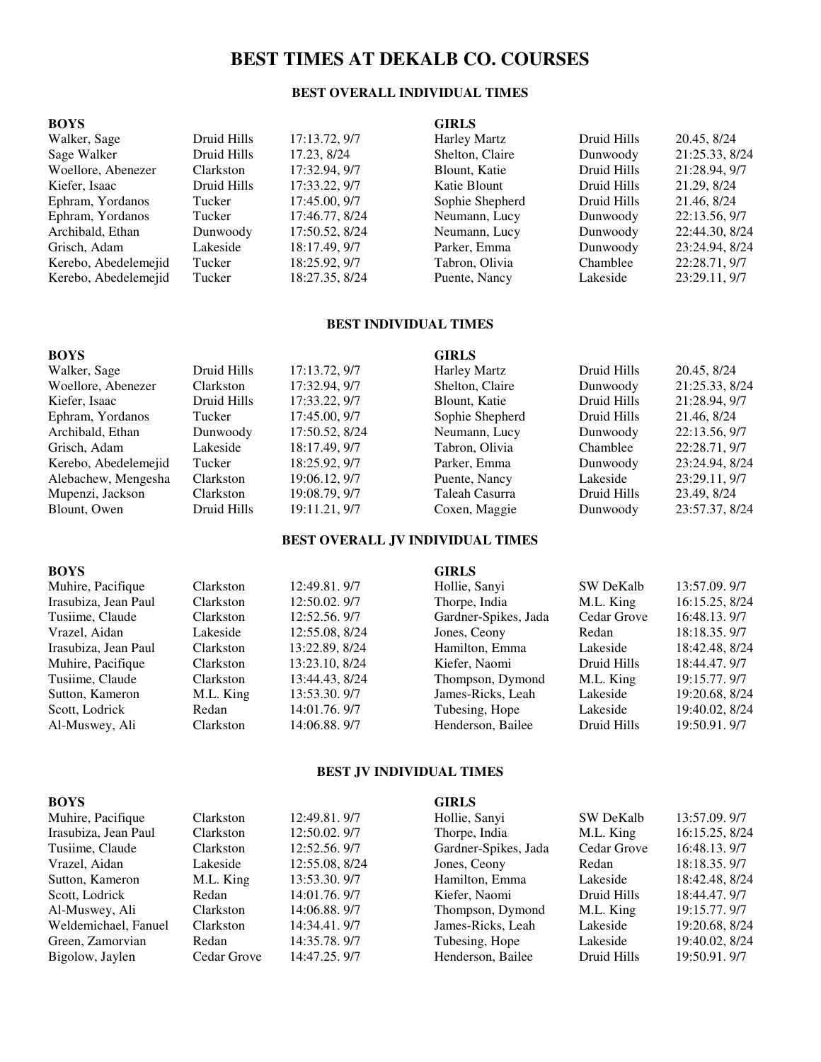# BEST TIMES AT DEKALB CO. COURSES

## BEST OVERALL INDIVIDUAL TIMES

| BOYS | | | GIRLS | | |
|---|---|---|---|---|---|
| Walker, Sage | Druid Hills | 17:13.72, 9/7 | Harley Martz | Druid Hills | 20.45, 8/24 |
| Sage Walker | Druid Hills | 17.23, 8/24 | Shelton, Claire | Dunwoody | 21:25.33, 8/24 |
| Woellore, Abenezer | Clarkston | 17:32.94, 9/7 | Blount, Katie | Druid Hills | 21:28.94, 9/7 |
| Kiefer, Isaac | Druid Hills | 17:33.22, 9/7 | Katie Blount | Druid Hills | 21.29, 8/24 |
| Ephram, Yordanos | Tucker | 17:45.00, 9/7 | Sophie Shepherd | Druid Hills | 21.46, 8/24 |
| Ephram, Yordanos | Tucker | 17:46.77, 8/24 | Neumann, Lucy | Dunwoody | 22:13.56, 9/7 |
| Archibald, Ethan | Dunwoody | 17:50.52, 8/24 | Neumann, Lucy | Dunwoody | 22:44.30, 8/24 |
| Grisch, Adam | Lakeside | 18:17.49, 9/7 | Parker, Emma | Dunwoody | 23:24.94, 8/24 |
| Kerebo, Abedelemejid | Tucker | 18:25.92, 9/7 | Tabron, Olivia | Chamblee | 22:28.71, 9/7 |
| Kerebo, Abedelemejid | Tucker | 18:27.35, 8/24 | Puente, Nancy | Lakeside | 23:29.11, 9/7 |

## BEST INDIVIDUAL TIMES

| BOYS | | | GIRLS | | |
|---|---|---|---|---|---|
| Walker, Sage | Druid Hills | 17:13.72, 9/7 | Harley Martz | Druid Hills | 20.45, 8/24 |
| Woellore, Abenezer | Clarkston | 17:32.94, 9/7 | Shelton, Claire | Dunwoody | 21:25.33, 8/24 |
| Kiefer, Isaac | Druid Hills | 17:33.22, 9/7 | Blount, Katie | Druid Hills | 21:28.94, 9/7 |
| Ephram, Yordanos | Tucker | 17:45.00, 9/7 | Sophie Shepherd | Druid Hills | 21.46, 8/24 |
| Archibald, Ethan | Dunwoody | 17:50.52, 8/24 | Neumann, Lucy | Dunwoody | 22:13.56, 9/7 |
| Grisch, Adam | Lakeside | 18:17.49, 9/7 | Tabron, Olivia | Chamblee | 22:28.71, 9/7 |
| Kerebo, Abedelemejid | Tucker | 18:25.92, 9/7 | Parker, Emma | Dunwoody | 23:24.94, 8/24 |
| Alebachew, Mengesha | Clarkston | 19:06.12, 9/7 | Puente, Nancy | Lakeside | 23:29.11, 9/7 |
| Mupenzi, Jackson | Clarkston | 19:08.79, 9/7 | Taleah Casurra | Druid Hills | 23.49, 8/24 |
| Blount, Owen | Druid Hills | 19:11.21, 9/7 | Coxen, Maggie | Dunwoody | 23:57.37, 8/24 |

## BEST OVERALL JV INDIVIDUAL TIMES

| BOYS | | | GIRLS | | |
|---|---|---|---|---|---|
| Muhire, Pacifique | Clarkston | 12:49.81. 9/7 | Hollie, Sanyi | SW DeKalb | 13:57.09. 9/7 |
| Irasubiza, Jean Paul | Clarkston | 12:50.02. 9/7 | Thorpe, India | M.L. King | 16:15.25, 8/24 |
| Tusiime, Claude | Clarkston | 12:52.56. 9/7 | Gardner-Spikes, Jada | Cedar Grove | 16:48.13. 9/7 |
| Vrazel, Aidan | Lakeside | 12:55.08, 8/24 | Jones, Ceony | Redan | 18:18.35. 9/7 |
| Irasubiza, Jean Paul | Clarkston | 13:22.89, 8/24 | Hamilton, Emma | Lakeside | 18:42.48, 8/24 |
| Muhire, Pacifique | Clarkston | 13:23.10, 8/24 | Kiefer, Naomi | Druid Hills | 18:44.47. 9/7 |
| Tusiime, Claude | Clarkston | 13:44.43, 8/24 | Thompson, Dymond | M.L. King | 19:15.77. 9/7 |
| Sutton, Kameron | M.L. King | 13:53.30. 9/7 | James-Ricks, Leah | Lakeside | 19:20.68, 8/24 |
| Scott, Lodrick | Redan | 14:01.76. 9/7 | Tubesing, Hope | Lakeside | 19:40.02, 8/24 |
| Al-Muswey, Ali | Clarkston | 14:06.88. 9/7 | Henderson, Bailee | Druid Hills | 19:50.91. 9/7 |

## BEST JV INDIVIDUAL TIMES

| BOYS | | | GIRLS | | |
|---|---|---|---|---|---|
| Muhire, Pacifique | Clarkston | 12:49.81. 9/7 | Hollie, Sanyi | SW DeKalb | 13:57.09. 9/7 |
| Irasubiza, Jean Paul | Clarkston | 12:50.02. 9/7 | Thorpe, India | M.L. King | 16:15.25, 8/24 |
| Tusiime, Claude | Clarkston | 12:52.56. 9/7 | Gardner-Spikes, Jada | Cedar Grove | 16:48.13. 9/7 |
| Vrazel, Aidan | Lakeside | 12:55.08, 8/24 | Jones, Ceony | Redan | 18:18.35. 9/7 |
| Sutton, Kameron | M.L. King | 13:53.30. 9/7 | Hamilton, Emma | Lakeside | 18:42.48, 8/24 |
| Scott, Lodrick | Redan | 14:01.76. 9/7 | Kiefer, Naomi | Druid Hills | 18:44.47. 9/7 |
| Al-Muswey, Ali | Clarkston | 14:06.88. 9/7 | Thompson, Dymond | M.L. King | 19:15.77. 9/7 |
| Weldemichael, Fanuel | Clarkston | 14:34.41. 9/7 | James-Ricks, Leah | Lakeside | 19:20.68, 8/24 |
| Green, Zamorvian | Redan | 14:35.78. 9/7 | Tubesing, Hope | Lakeside | 19:40.02, 8/24 |
| Bigolow, Jaylen | Cedar Grove | 14:47.25. 9/7 | Henderson, Bailee | Druid Hills | 19:50.91. 9/7 |